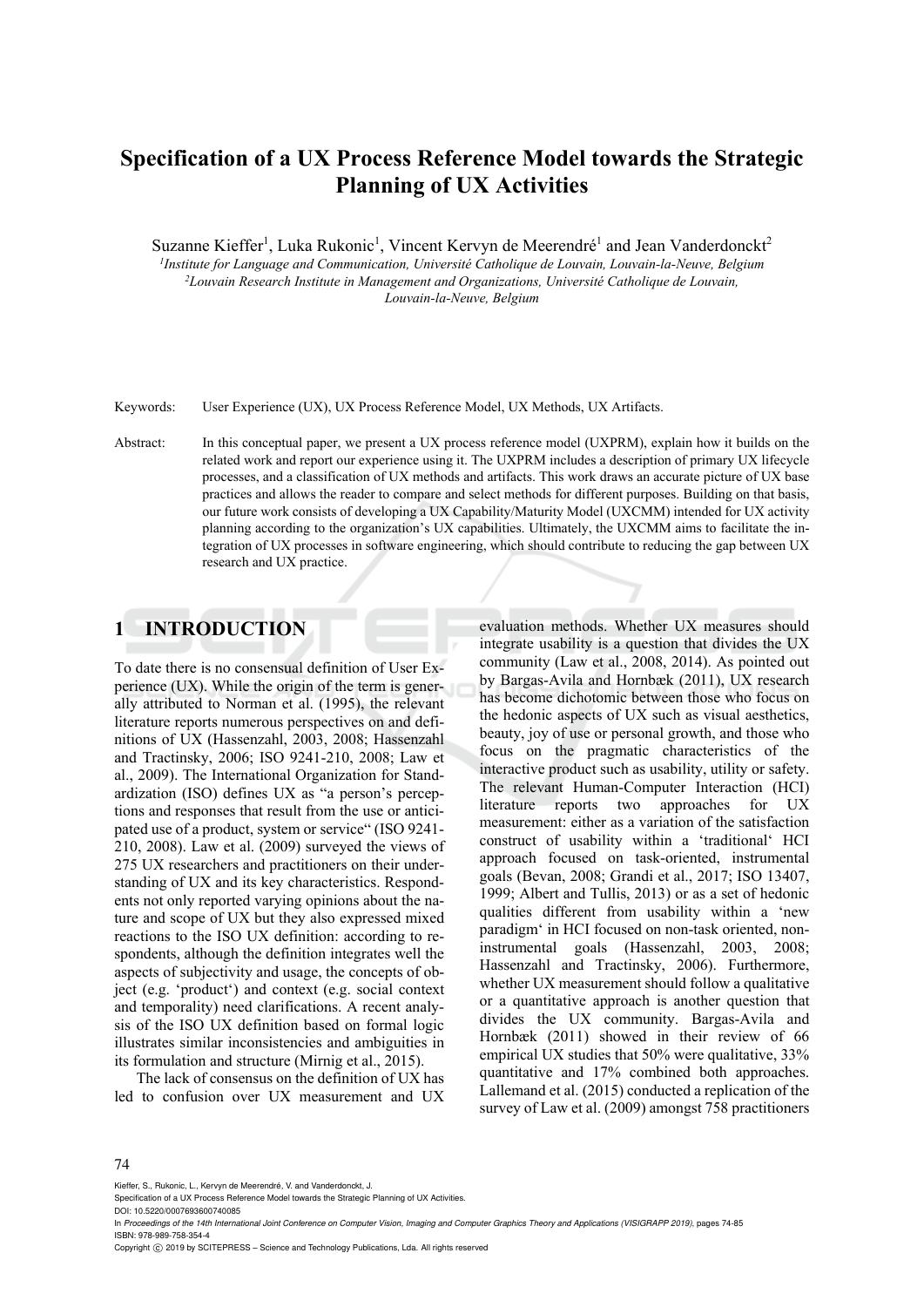# Specification of a UX Process Reference Model towards the Strategic Planning of UX Activities

Suzanne Kieffer[1], Luka Rukonic[1], Vincent Kervyn de Meerendré[1] and Jean Vanderdonckt[2]

[1]*Institute for Language and Communication, Université Catholique de Louvain, Louvain-la-Neuve, Belgium*
[2]*Louvain Research Institute in Management and Organizations, Université Catholique de Louvain, Louvain-la-Neuve, Belgium*

Keywords: User Experience (UX), UX Process Reference Model, UX Methods, UX Artifacts.

Abstract: In this conceptual paper, we present a UX process reference model (UXPRM), explain how it builds on the related work and report our experience using it. The UXPRM includes a description of primary UX lifecycle processes, and a classification of UX methods and artifacts. This work draws an accurate picture of UX base practices and allows the reader to compare and select methods for different purposes. Building on that basis, our future work consists of developing a UX Capability/Maturity Model (UXCMM) intended for UX activity planning according to the organization's UX capabilities. Ultimately, the UXCMM aims to facilitate the integration of UX processes in software engineering, which should contribute to reducing the gap between UX research and UX practice.

## 1 INTRODUCTION

To date there is no consensual definition of User Experience (UX). While the origin of the term is generally attributed to Norman et al. (1995), the relevant literature reports numerous perspectives on and definitions of UX (Hassenzahl, 2003, 2008; Hassenzahl and Tractinsky, 2006; ISO 9241-210, 2008; Law et al., 2009). The International Organization for Standardization (ISO) defines UX as "a person's perceptions and responses that result from the use or anticipated use of a product, system or service" (ISO 9241-210, 2008). Law et al. (2009) surveyed the views of 275 UX researchers and practitioners on their understanding of UX and its key characteristics. Respondents not only reported varying opinions about the nature and scope of UX but they also expressed mixed reactions to the ISO UX definition: according to respondents, although the definition integrates well the aspects of subjectivity and usage, the concepts of object (e.g. 'product') and context (e.g. social context and temporality) need clarifications. A recent analysis of the ISO UX definition based on formal logic illustrates similar inconsistencies and ambiguities in its formulation and structure (Mirnig et al., 2015).

The lack of consensus on the definition of UX has led to confusion over UX measurement and UX evaluation methods. Whether UX measures should integrate usability is a question that divides the UX community (Law et al., 2008, 2014). As pointed out by Bargas-Avila and Hornbæk (2011), UX research has become dichotomic between those who focus on the hedonic aspects of UX such as visual aesthetics, beauty, joy of use or personal growth, and those who focus on the pragmatic characteristics of the interactive product such as usability, utility or safety. The relevant Human-Computer Interaction (HCI) literature reports two approaches for UX measurement: either as a variation of the satisfaction construct of usability within a 'traditional' HCI approach focused on task-oriented, instrumental goals (Bevan, 2008; Grandi et al., 2017; ISO 13407, 1999; Albert and Tullis, 2013) or as a set of hedonic qualities different from usability within a 'new paradigm' in HCI focused on non-task oriented, non-instrumental goals (Hassenzahl, 2003, 2008; Hassenzahl and Tractinsky, 2006). Furthermore, whether UX measurement should follow a qualitative or a quantitative approach is another question that divides the UX community. Bargas-Avila and Hornbæk (2011) showed in their review of 66 empirical UX studies that 50% were qualitative, 33% quantitative and 17% combined both approaches. Lallemand et al. (2015) conducted a replication of the survey of Law et al. (2009) amongst 758 practitioners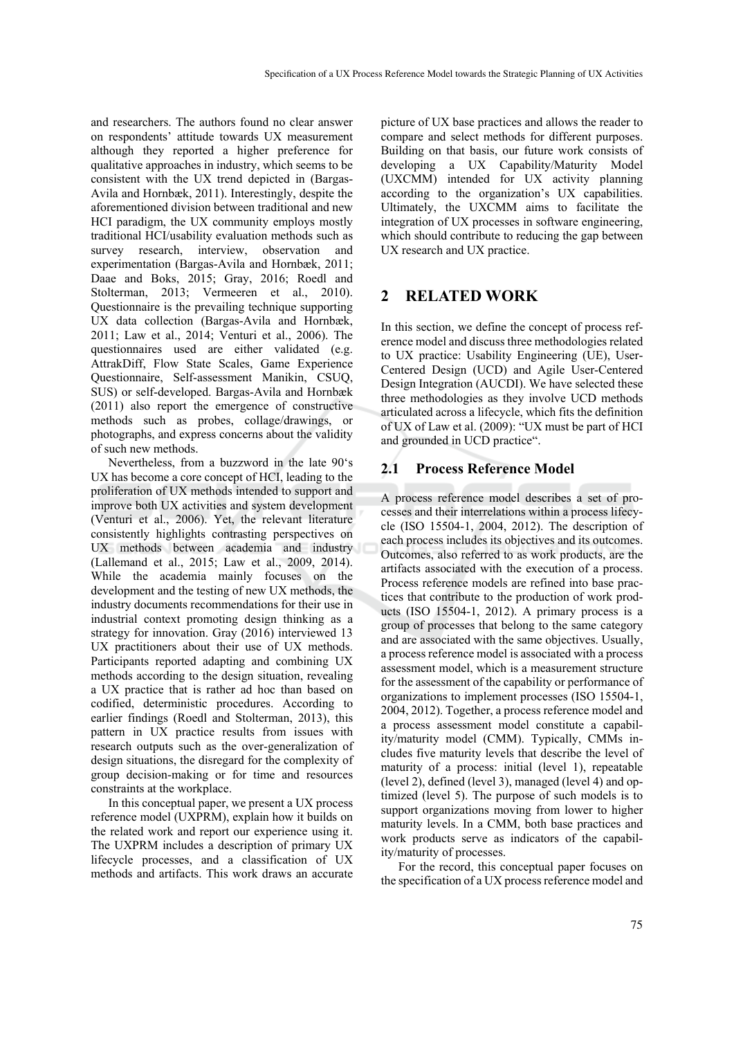and researchers. The authors found no clear answer on respondents' attitude towards UX measurement although they reported a higher preference for qualitative approaches in industry, which seems to be consistent with the UX trend depicted in (Bargas-Avila and Hornbæk, 2011). Interestingly, despite the aforementioned division between traditional and new HCI paradigm, the UX community employs mostly traditional HCI/usability evaluation methods such as survey research, interview, observation and experimentation (Bargas-Avila and Hornbæk, 2011; Daae and Boks, 2015; Gray, 2016; Roedl and Stolterman, 2013; Vermeeren et al., 2010). Questionnaire is the prevailing technique supporting UX data collection (Bargas-Avila and Hornbæk, 2011; Law et al., 2014; Venturi et al., 2006). The questionnaires used are either validated (e.g. AttrakDiff, Flow State Scales, Game Experience Questionnaire, Self-assessment Manikin, CSUQ, SUS) or self-developed. Bargas-Avila and Hornbæk (2011) also report the emergence of constructive methods such as probes, collage/drawings, or photographs, and express concerns about the validity of such new methods.

Nevertheless, from a buzzword in the late 90's UX has become a core concept of HCI, leading to the proliferation of UX methods intended to support and improve both UX activities and system development (Venturi et al., 2006). Yet, the relevant literature consistently highlights contrasting perspectives on UX methods between academia and industry (Lallemand et al., 2015; Law et al., 2009, 2014). While the academia mainly focuses on the development and the testing of new UX methods, the industry documents recommendations for their use in industrial context promoting design thinking as a strategy for innovation. Gray (2016) interviewed 13 UX practitioners about their use of UX methods. Participants reported adapting and combining UX methods according to the design situation, revealing a UX practice that is rather ad hoc than based on codified, deterministic procedures. According to earlier findings (Roedl and Stolterman, 2013), this pattern in UX practice results from issues with research outputs such as the over-generalization of design situations, the disregard for the complexity of group decision-making or for time and resources constraints at the workplace.

In this conceptual paper, we present a UX process reference model (UXPRM), explain how it builds on the related work and report our experience using it. The UXPRM includes a description of primary UX lifecycle processes, and a classification of UX methods and artifacts. This work draws an accurate picture of UX base practices and allows the reader to compare and select methods for different purposes. Building on that basis, our future work consists of developing a UX Capability/Maturity Model (UXCMM) intended for UX activity planning according to the organization's UX capabilities. Ultimately, the UXCMM aims to facilitate the integration of UX processes in software engineering, which should contribute to reducing the gap between UX research and UX practice.

## 2 RELATED WORK

In this section, we define the concept of process reference model and discuss three methodologies related to UX practice: Usability Engineering (UE), User-Centered Design (UCD) and Agile User-Centered Design Integration (AUCDI). We have selected these three methodologies as they involve UCD methods articulated across a lifecycle, which fits the definition of UX of Law et al. (2009): "UX must be part of HCI and grounded in UCD practice".

### 2.1 Process Reference Model

A process reference model describes a set of processes and their interrelations within a process lifecycle (ISO 15504-1, 2004, 2012). The description of each process includes its objectives and its outcomes. Outcomes, also referred to as work products, are the artifacts associated with the execution of a process. Process reference models are refined into base practices that contribute to the production of work products (ISO 15504-1, 2012). A primary process is a group of processes that belong to the same category and are associated with the same objectives. Usually, a process reference model is associated with a process assessment model, which is a measurement structure for the assessment of the capability or performance of organizations to implement processes (ISO 15504-1, 2004, 2012). Together, a process reference model and a process assessment model constitute a capability/maturity model (CMM). Typically, CMMs includes five maturity levels that describe the level of maturity of a process: initial (level 1), repeatable (level 2), defined (level 3), managed (level 4) and optimized (level 5). The purpose of such models is to support organizations moving from lower to higher maturity levels. In a CMM, both base practices and work products serve as indicators of the capability/maturity of processes.

For the record, this conceptual paper focuses on the specification of a UX process reference model and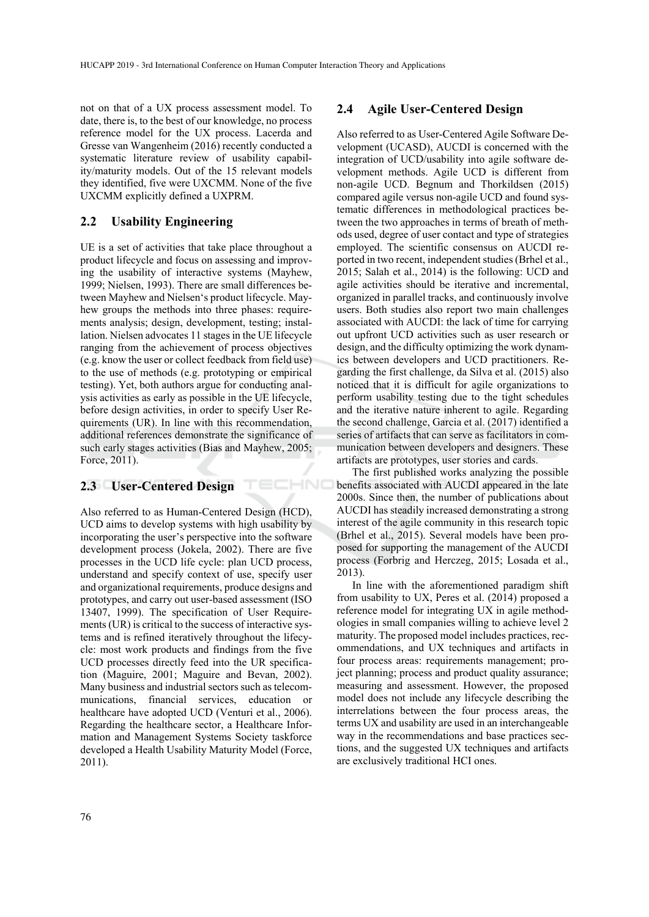not on that of a UX process assessment model. To date, there is, to the best of our knowledge, no process reference model for the UX process. Lacerda and Gresse van Wangenheim (2016) recently conducted a systematic literature review of usability capability/maturity models. Out of the 15 relevant models they identified, five were UXCMM. None of the five UXCMM explicitly defined a UXPRM.

## 2.2 Usability Engineering

UE is a set of activities that take place throughout a product lifecycle and focus on assessing and improving the usability of interactive systems (Mayhew, 1999; Nielsen, 1993). There are small differences between Mayhew and Nielsen's product lifecycle. Mayhew groups the methods into three phases: requirements analysis; design, development, testing; installation. Nielsen advocates 11 stages in the UE lifecycle ranging from the achievement of process objectives (e.g. know the user or collect feedback from field use) to the use of methods (e.g. prototyping or empirical testing). Yet, both authors argue for conducting analysis activities as early as possible in the UE lifecycle, before design activities, in order to specify User Requirements (UR). In line with this recommendation, additional references demonstrate the significance of such early stages activities (Bias and Mayhew, 2005; Force, 2011).

## 2.3 User-Centered Design

Also referred to as Human-Centered Design (HCD), UCD aims to develop systems with high usability by incorporating the user's perspective into the software development process (Jokela, 2002). There are five processes in the UCD life cycle: plan UCD process, understand and specify context of use, specify user and organizational requirements, produce designs and prototypes, and carry out user-based assessment (ISO 13407, 1999). The specification of User Requirements (UR) is critical to the success of interactive systems and is refined iteratively throughout the lifecycle: most work products and findings from the five UCD processes directly feed into the UR specification (Maguire, 2001; Maguire and Bevan, 2002). Many business and industrial sectors such as telecommunications, financial services, education or healthcare have adopted UCD (Venturi et al., 2006). Regarding the healthcare sector, a Healthcare Information and Management Systems Society taskforce developed a Health Usability Maturity Model (Force, 2011).

## 2.4 Agile User-Centered Design

Also referred to as User-Centered Agile Software Development (UCASD), AUCDI is concerned with the integration of UCD/usability into agile software development methods. Agile UCD is different from non-agile UCD. Begnum and Thorkildsen (2015) compared agile versus non-agile UCD and found systematic differences in methodological practices between the two approaches in terms of breath of methods used, degree of user contact and type of strategies employed. The scientific consensus on AUCDI reported in two recent, independent studies (Brhel et al., 2015; Salah et al., 2014) is the following: UCD and agile activities should be iterative and incremental, organized in parallel tracks, and continuously involve users. Both studies also report two main challenges associated with AUCDI: the lack of time for carrying out upfront UCD activities such as user research or design, and the difficulty optimizing the work dynamics between developers and UCD practitioners. Regarding the first challenge, da Silva et al. (2015) also noticed that it is difficult for agile organizations to perform usability testing due to the tight schedules and the iterative nature inherent to agile. Regarding the second challenge, Garcia et al. (2017) identified a series of artifacts that can serve as facilitators in communication between developers and designers. These artifacts are prototypes, user stories and cards.

The first published works analyzing the possible benefits associated with AUCDI appeared in the late 2000s. Since then, the number of publications about AUCDI has steadily increased demonstrating a strong interest of the agile community in this research topic (Brhel et al., 2015). Several models have been proposed for supporting the management of the AUCDI process (Forbrig and Herczeg, 2015; Losada et al., 2013).

In line with the aforementioned paradigm shift from usability to UX, Peres et al. (2014) proposed a reference model for integrating UX in agile methodologies in small companies willing to achieve level 2 maturity. The proposed model includes practices, recommendations, and UX techniques and artifacts in four process areas: requirements management; project planning; process and product quality assurance; measuring and assessment. However, the proposed model does not include any lifecycle describing the interrelations between the four process areas, the terms UX and usability are used in an interchangeable way in the recommendations and base practices sections, and the suggested UX techniques and artifacts are exclusively traditional HCI ones.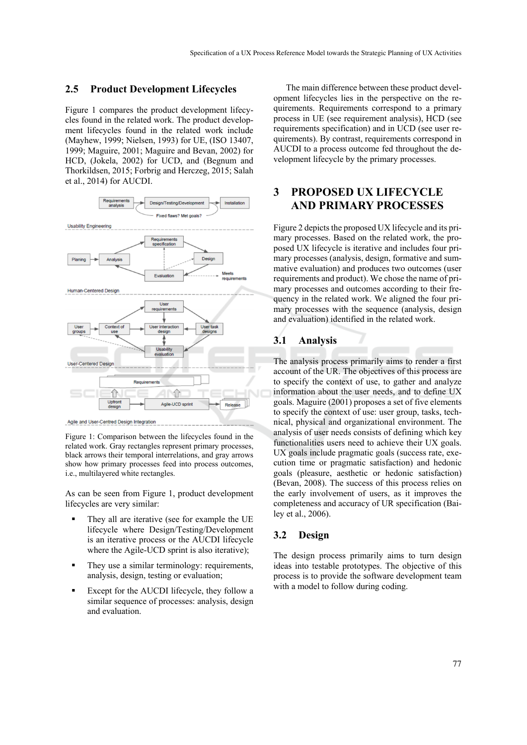## 2.5 Product Development Lifecycles

Figure 1 compares the product development lifecycles found in the related work. The product development lifecycles found in the related work include (Mayhew, 1999; Nielsen, 1993) for UE, (ISO 13407, 1999; Maguire, 2001; Maguire and Bevan, 2002) for HCD, (Jokela, 2002) for UCD, and (Begnum and Thorkildsen, 2015; Forbrig and Herczeg, 2015; Salah et al., 2014) for AUCDI.

Figure 1: Comparison between the lifecycles found in the related work. Gray rectangles represent primary processes, black arrows their temporal interrelations, and gray arrows show how primary processes feed into process outcomes, i.e., multilayered white rectangles.

As can be seen from Figure 1, product development lifecycles are very similar:

- They all are iterative (see for example the UE lifecycle where Design/Testing/Development is an iterative process or the AUCDI lifecycle where the Agile-UCD sprint is also iterative);
- They use a similar terminology: requirements, analysis, design, testing or evaluation;
- Except for the AUCDI lifecycle, they follow a similar sequence of processes: analysis, design and evaluation.

The main difference between these product development lifecycles lies in the perspective on the requirements. Requirements correspond to a primary process in UE (see requirement analysis), HCD (see requirements specification) and in UCD (see user requirements). By contrast, requirements correspond in AUCDI to a process outcome fed throughout the development lifecycle by the primary processes.

# 3 PROPOSED UX LIFECYCLE AND PRIMARY PROCESSES

Figure 2 depicts the proposed UX lifecycle and its primary processes. Based on the related work, the proposed UX lifecycle is iterative and includes four primary processes (analysis, design, formative and summative evaluation) and produces two outcomes (user requirements and product). We chose the name of primary processes and outcomes according to their frequency in the related work. We aligned the four primary processes with the sequence (analysis, design and evaluation) identified in the related work.

## 3.1 Analysis

The analysis process primarily aims to render a first account of the UR. The objectives of this process are to specify the context of use, to gather and analyze information about the user needs, and to define UX goals. Maguire (2001) proposes a set of five elements to specify the context of use: user group, tasks, technical, physical and organizational environment. The analysis of user needs consists of defining which key functionalities users need to achieve their UX goals. UX goals include pragmatic goals (success rate, execution time or pragmatic satisfaction) and hedonic goals (pleasure, aesthetic or hedonic satisfaction) (Bevan, 2008). The success of this process relies on the early involvement of users, as it improves the completeness and accuracy of UR specification (Bailey et al., 2006).

## 3.2 Design

The design process primarily aims to turn design ideas into testable prototypes. The objective of this process is to provide the software development team with a model to follow during coding.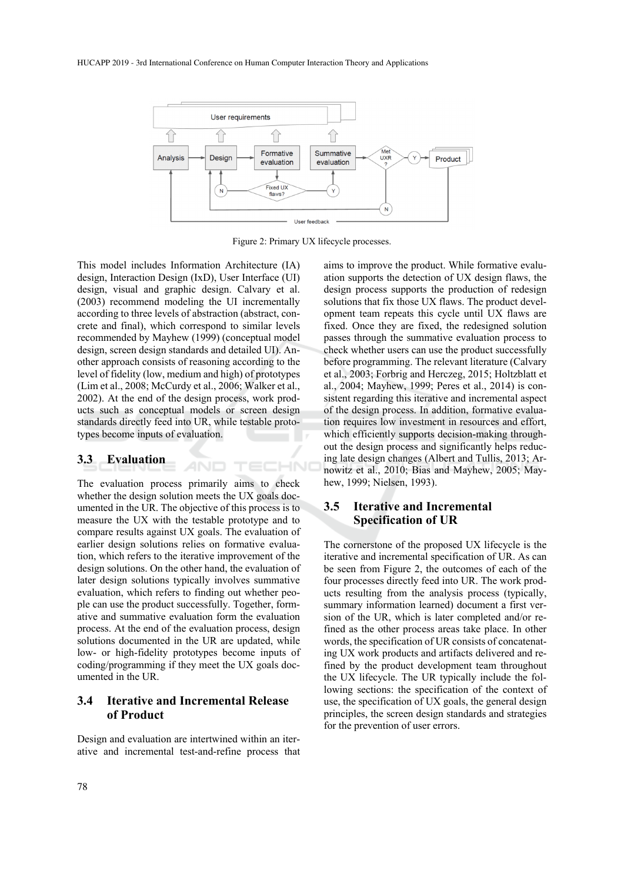Figure 2: Primary UX lifecycle processes.

This model includes Information Architecture (IA) design, Interaction Design (IxD), User Interface (UI) design, visual and graphic design. Calvary et al. (2003) recommend modeling the UI incrementally according to three levels of abstraction (abstract, concrete and final), which correspond to similar levels recommended by Mayhew (1999) (conceptual model design, screen design standards and detailed UI). Another approach consists of reasoning according to the level of fidelity (low, medium and high) of prototypes (Lim et al., 2008; McCurdy et al., 2006; Walker et al., 2002). At the end of the design process, work products such as conceptual models or screen design standards directly feed into UR, while testable prototypes become inputs of evaluation.

### 3.3 Evaluation

The evaluation process primarily aims to check whether the design solution meets the UX goals documented in the UR. The objective of this process is to measure the UX with the testable prototype and to compare results against UX goals. The evaluation of earlier design solutions relies on formative evaluation, which refers to the iterative improvement of the design solutions. On the other hand, the evaluation of later design solutions typically involves summative evaluation, which refers to finding out whether people can use the product successfully. Together, formative and summative evaluation form the evaluation process. At the end of the evaluation process, design solutions documented in the UR are updated, while low- or high-fidelity prototypes become inputs of coding/programming if they meet the UX goals documented in the UR.

### 3.4 Iterative and Incremental Release of Product

Design and evaluation are intertwined within an iterative and incremental test-and-refine process that aims to improve the product. While formative evaluation supports the detection of UX design flaws, the design process supports the production of redesign solutions that fix those UX flaws. The product development team repeats this cycle until UX flaws are fixed. Once they are fixed, the redesigned solution passes through the summative evaluation process to check whether users can use the product successfully before programming. The relevant literature (Calvary et al., 2003; Forbrig and Herczeg, 2015; Holtzblatt et al., 2004; Mayhew, 1999; Peres et al., 2014) is consistent regarding this iterative and incremental aspect of the design process. In addition, formative evaluation requires low investment in resources and effort, which efficiently supports decision-making throughout the design process and significantly helps reducing late design changes (Albert and Tullis, 2013; Arnowitz et al., 2010; Bias and Mayhew, 2005; Mayhew, 1999; Nielsen, 1993).

### 3.5 Iterative and Incremental Specification of UR

The cornerstone of the proposed UX lifecycle is the iterative and incremental specification of UR. As can be seen from Figure 2, the outcomes of each of the four processes directly feed into UR. The work products resulting from the analysis process (typically, summary information learned) document a first version of the UR, which is later completed and/or refined as the other process areas take place. In other words, the specification of UR consists of concatenating UX work products and artifacts delivered and refined by the product development team throughout the UX lifecycle. The UR typically include the following sections: the specification of the context of use, the specification of UX goals, the general design principles, the screen design standards and strategies for the prevention of user errors.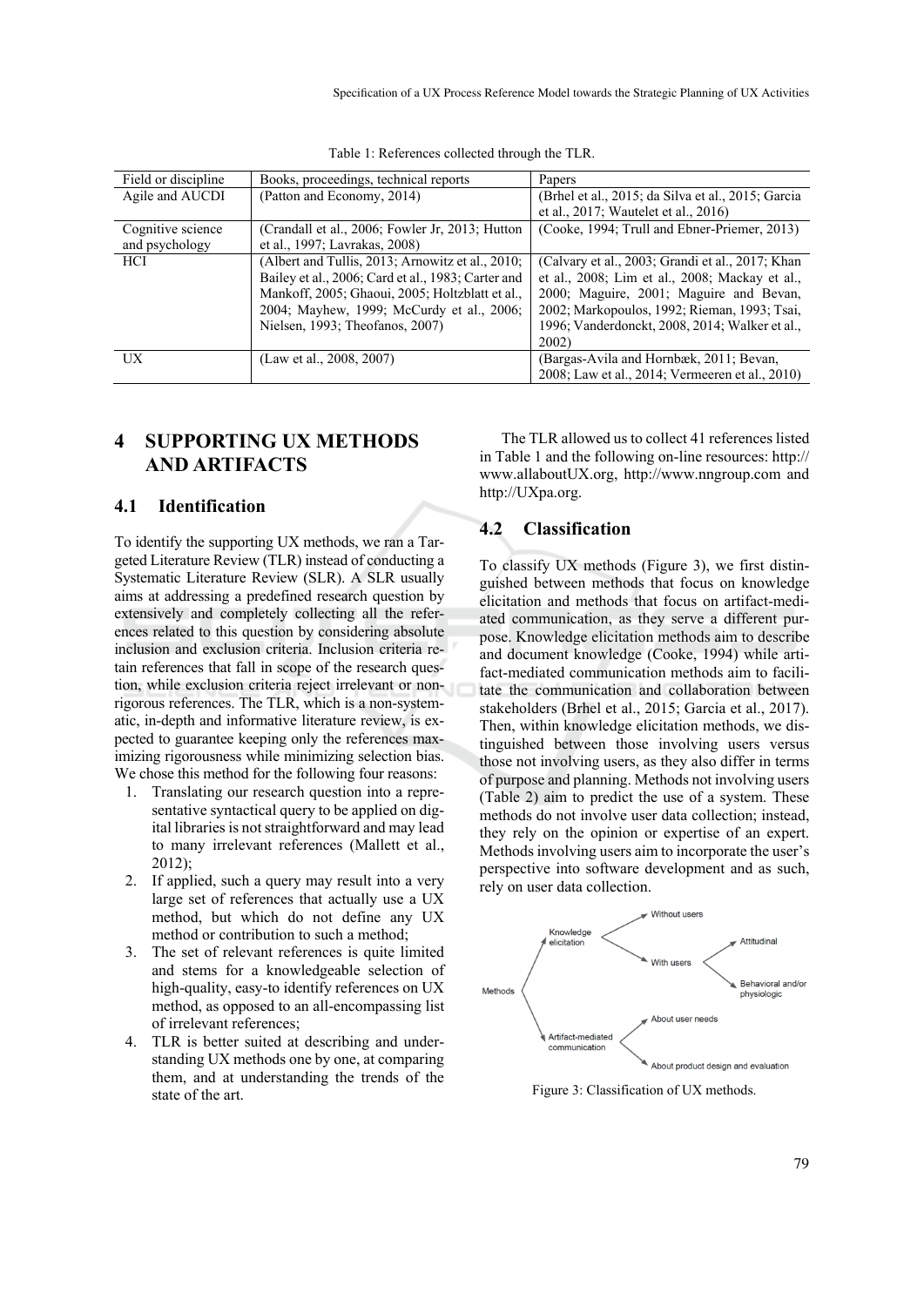Table 1: References collected through the TLR.

| Field or discipline | Books, proceedings, technical reports | Papers |
|---|---|---|
| Agile and AUCDI | (Patton and Economy, 2014) | (Brhel et al., 2015; da Silva et al., 2015; Garcia et al., 2017; Wautelet et al., 2016) |
| Cognitive science and psychology | (Crandall et al., 2006; Fowler Jr, 2013; Hutton et al., 1997; Lavrakas, 2008) | (Cooke, 1994; Trull and Ebner-Priemer, 2013) |
| HCI | (Albert and Tullis, 2013; Arnowitz et al., 2010; Bailey et al., 2006; Card et al., 1983; Carter and Mankoff, 2005; Ghaoui, 2005; Holtzblatt et al., 2004; Mayhew, 1999; McCurdy et al., 2006; Nielsen, 1993; Theofanos, 2007) | (Calvary et al., 2003; Grandi et al., 2017; Khan et al., 2008; Lim et al., 2008; Mackay et al., 2000; Maguire, 2001; Maguire and Bevan, 2002; Markopoulos, 1992; Rieman, 1993; Tsai, 1996; Vanderdonckt, 2008, 2014; Walker et al., 2002) |
| UX | (Law et al., 2008, 2007) | (Bargas-Avila and Hornbæk, 2011; Bevan, 2008; Law et al., 2014; Vermeeren et al., 2010) |

## 4 SUPPORTING UX METHODS AND ARTIFACTS

### 4.1 Identification

To identify the supporting UX methods, we ran a Targeted Literature Review (TLR) instead of conducting a Systematic Literature Review (SLR). A SLR usually aims at addressing a predefined research question by extensively and completely collecting all the references related to this question by considering absolute inclusion and exclusion criteria. Inclusion criteria retain references that fall in scope of the research question, while exclusion criteria reject irrelevant or non-rigorous references. The TLR, which is a non-systematic, in-depth and informative literature review, is expected to guarantee keeping only the references maximizing rigorousness while minimizing selection bias. We chose this method for the following four reasons:

1. Translating our research question into a representative syntactical query to be applied on digital libraries is not straightforward and may lead to many irrelevant references (Mallett et al., 2012);
2. If applied, such a query may result into a very large set of references that actually use a UX method, but which do not define any UX method or contribution to such a method;
3. The set of relevant references is quite limited and stems for a knowledgeable selection of high-quality, easy-to identify references on UX method, as opposed to an all-encompassing list of irrelevant references;
4. TLR is better suited at describing and understanding UX methods one by one, at comparing them, and at understanding the trends of the state of the art.

The TLR allowed us to collect 41 references listed in Table 1 and the following on-line resources: http://www.allaboutUX.org, http://www.nngroup.com and http://UXpa.org.

### 4.2 Classification

To classify UX methods (Figure 3), we first distinguished between methods that focus on knowledge elicitation and methods that focus on artifact-mediated communication, as they serve a different purpose. Knowledge elicitation methods aim to describe and document knowledge (Cooke, 1994) while artifact-mediated communication methods aim to facilitate the communication and collaboration between stakeholders (Brhel et al., 2015; Garcia et al., 2017). Then, within knowledge elicitation methods, we distinguished between those involving users versus those not involving users, as they also differ in terms of purpose and planning. Methods not involving users (Table 2) aim to predict the use of a system. These methods do not involve user data collection; instead, they rely on the opinion or expertise of an expert. Methods involving users aim to incorporate the user's perspective into software development and as such, rely on user data collection.

Methods
- Knowledge elicitation
  - Without users
  - With users
    - Attitudinal
    - Behavioral and/or physiologic
- Artifact-mediated communication
  - About user needs
  - About product design and evaluation

Figure 3: Classification of UX methods.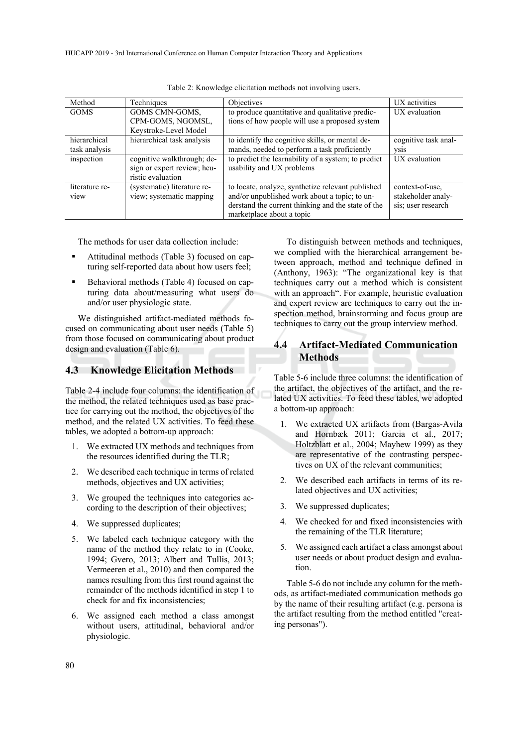Table 2: Knowledge elicitation methods not involving users.

| Method | Techniques | Objectives | UX activities |
|---|---|---|---|
| GOMS | GOMS CMN-GOMS, CPM-GOMS, NGOMSL, Keystroke-Level Model | to produce quantitative and qualitative predictions of how people will use a proposed system | UX evaluation |
| hierarchical task analysis | hierarchical task analysis | to identify the cognitive skills, or mental demands, needed to perform a task proficiently | cognitive task analysis |
| inspection | cognitive walkthrough; design or expert review; heuristic evaluation | to predict the learnability of a system; to predict usability and UX problems | UX evaluation |
| literature review | (systematic) literature review; systematic mapping | to locate, analyze, synthetize relevant published and/or unpublished work about a topic; to understand the current thinking and the state of the marketplace about a topic | context-of-use, stakeholder analysis; user research |

The methods for user data collection include:

- Attitudinal methods (Table 3) focused on capturing self-reported data about how users feel;
- Behavioral methods (Table 4) focused on capturing data about/measuring what users do and/or user physiologic state.

We distinguished artifact-mediated methods focused on communicating about user needs (Table 5) from those focused on communicating about product design and evaluation (Table 6).

### 4.3 Knowledge Elicitation Methods

Table 2-4 include four columns: the identification of the method, the related techniques used as base practice for carrying out the method, the objectives of the method, and the related UX activities. To feed these tables, we adopted a bottom-up approach:

1. We extracted UX methods and techniques from the resources identified during the TLR;
2. We described each technique in terms of related methods, objectives and UX activities;
3. We grouped the techniques into categories according to the description of their objectives;
4. We suppressed duplicates;
5. We labeled each technique category with the name of the method they relate to in (Cooke, 1994; Gvero, 2013; Albert and Tullis, 2013; Vermeeren et al., 2010) and then compared the names resulting from this first round against the remainder of the methods identified in step 1 to check for and fix inconsistencies;
6. We assigned each method a class amongst without users, attitudinal, behavioral and/or physiologic.

To distinguish between methods and techniques, we complied with the hierarchical arrangement between approach, method and technique defined in (Anthony, 1963): "The organizational key is that techniques carry out a method which is consistent with an approach". For example, heuristic evaluation and expert review are techniques to carry out the inspection method, brainstorming and focus group are techniques to carry out the group interview method.

### 4.4 Artifact-Mediated Communication Methods

Table 5-6 include three columns: the identification of the artifact, the objectives of the artifact, and the related UX activities. To feed these tables, we adopted a bottom-up approach:

1. We extracted UX artifacts from (Bargas-Avila and Hornbæk 2011; Garcia et al., 2017; Holtzblatt et al., 2004; Mayhew 1999) as they are representative of the contrasting perspectives on UX of the relevant communities;
2. We described each artifacts in terms of its related objectives and UX activities;
3. We suppressed duplicates;
4. We checked for and fixed inconsistencies with the remaining of the TLR literature;
5. We assigned each artifact a class amongst about user needs or about product design and evaluation.

Table 5-6 do not include any column for the methods, as artifact-mediated communication methods go by the name of their resulting artifact (e.g. persona is the artifact resulting from the method entitled "creating personas").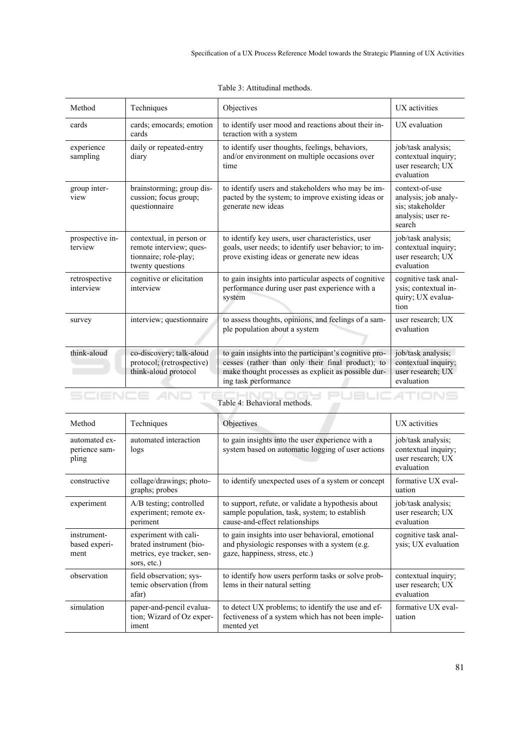Table 3: Attitudinal methods.

| Method | Techniques | Objectives | UX activities |
|---|---|---|---|
| cards | cards; emocards; emotion cards | to identify user mood and reactions about their interaction with a system | UX evaluation |
| experience sampling | daily or repeated-entry diary | to identify user thoughts, feelings, behaviors, and/or environment on multiple occasions over time | job/task analysis; contextual inquiry; user research; UX evaluation |
| group interview | brainstorming; group discussion; focus group; questionnaire | to identify users and stakeholders who may be impacted by the system; to improve existing ideas or generate new ideas | context-of-use analysis; job analysis; stakeholder analysis; user research |
| prospective interview | contextual, in person or remote interview; questionnaire; role-play; twenty questions | to identify key users, user characteristics, user goals, user needs; to identify user behavior; to improve existing ideas or generate new ideas | job/task analysis; contextual inquiry; user research; UX evaluation |
| retrospective interview | cognitive or elicitation interview | to gain insights into particular aspects of cognitive performance during user past experience with a system | cognitive task analysis; contextual inquiry; UX evaluation |
| survey | interview; questionnaire | to assess thoughts, opinions, and feelings of a sample population about a system | user research; UX evaluation |
| think-aloud | co-discovery; talk-aloud protocol; (retrospective) think-aloud protocol | to gain insights into the participant's cognitive processes (rather than only their final product); to make thought processes as explicit as possible during task performance | job/task analysis; contextual inquiry; user research; UX evaluation |

Table 4: Behavioral methods.

| Method | Techniques | Objectives | UX activities |
|---|---|---|---|
| automated experience sampling | automated interaction logs | to gain insights into the user experience with a system based on automatic logging of user actions | job/task analysis; contextual inquiry; user research; UX evaluation |
| constructive | collage/drawings; photographs; probes | to identify unexpected uses of a system or concept | formative UX evaluation |
| experiment | A/B testing; controlled experiment; remote experiment | to support, refute, or validate a hypothesis about sample population, task, system; to establish cause-and-effect relationships | job/task analysis; user research; UX evaluation |
| instrument-based experiment | experiment with calibrated instrument (biometrics, eye tracker, sensors, etc.) | to gain insights into user behavioral, emotional and physiologic responses with a system (e.g. gaze, happiness, stress, etc.) | cognitive task analysis; UX evaluation |
| observation | field observation; systemic observation (from afar) | to identify how users perform tasks or solve problems in their natural setting | contextual inquiry; user research; UX evaluation |
| simulation | paper-and-pencil evaluation; Wizard of Oz experiment | to detect UX problems; to identify the use and effectiveness of a system which has not been implemented yet | formative UX evaluation |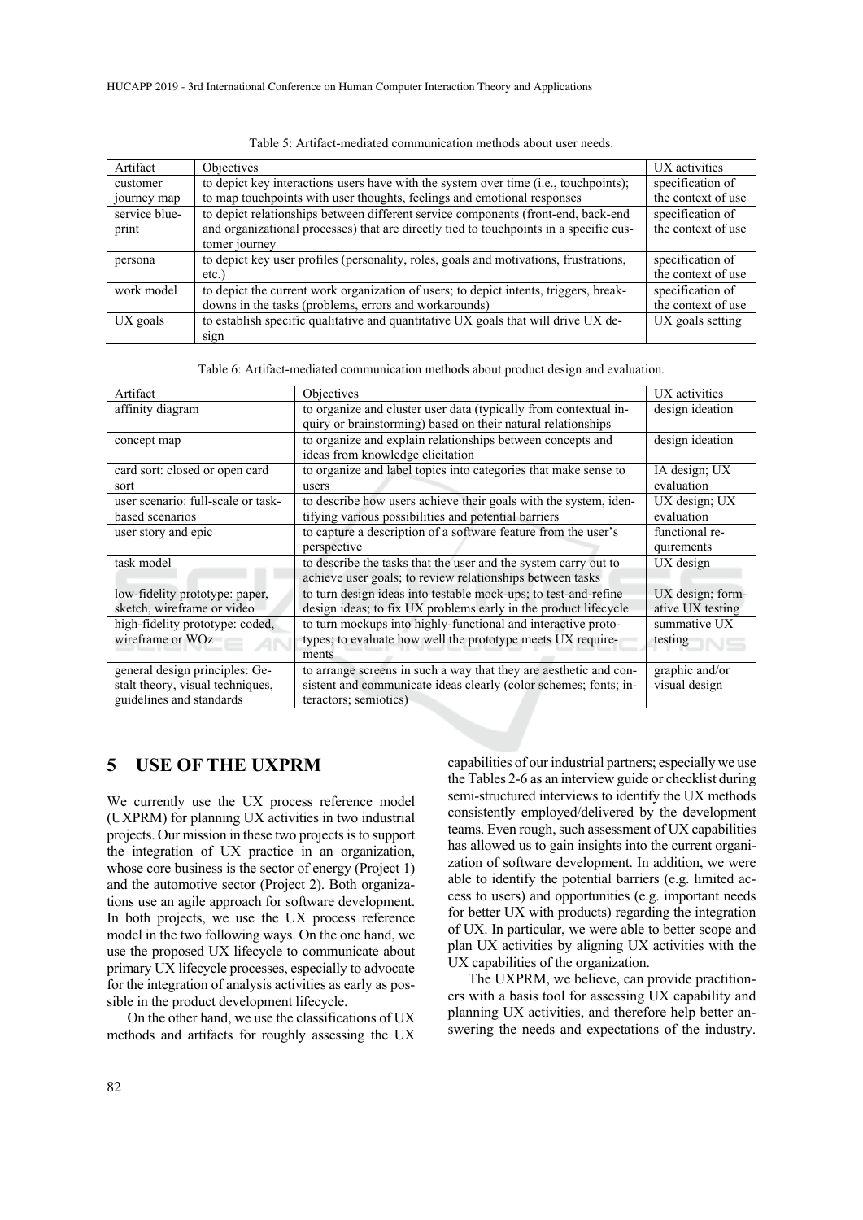Table 5: Artifact-mediated communication methods about user needs.

| Artifact | Objectives | UX activities |
|---|---|---|
| customer journey map | to depict key interactions users have with the system over time (i.e., touchpoints); to map touchpoints with user thoughts, feelings and emotional responses | specification of the context of use |
| service blueprint | to depict relationships between different service components (front-end, back-end and organizational processes) that are directly tied to touchpoints in a specific customer journey | specification of the context of use |
| persona | to depict key user profiles (personality, roles, goals and motivations, frustrations, etc.) | specification of the context of use |
| work model | to depict the current work organization of users; to depict intents, triggers, breakdowns in the tasks (problems, errors and workarounds) | specification of the context of use |
| UX goals | to establish specific qualitative and quantitative UX goals that will drive UX design | UX goals setting |

Table 6: Artifact-mediated communication methods about product design and evaluation.

| Artifact | Objectives | UX activities |
|---|---|---|
| affinity diagram | to organize and cluster user data (typically from contextual inquiry or brainstorming) based on their natural relationships | design ideation |
| concept map | to organize and explain relationships between concepts and ideas from knowledge elicitation | design ideation |
| card sort: closed or open card sort | to organize and label topics into categories that make sense to users | IA design; UX evaluation |
| user scenario: full-scale or task-based scenarios | to describe how users achieve their goals with the system, identifying various possibilities and potential barriers | UX design; UX evaluation |
| user story and epic | to capture a description of a software feature from the user's perspective | functional requirements |
| task model | to describe the tasks that the user and the system carry out to achieve user goals; to review relationships between tasks | UX design |
| low-fidelity prototype: paper, sketch, wireframe or video | to turn design ideas into testable mock-ups; to test-and-refine design ideas; to fix UX problems early in the product lifecycle | UX design; formative UX testing |
| high-fidelity prototype: coded, wireframe or WOz | to turn mockups into highly-functional and interactive prototypes; to evaluate how well the prototype meets UX requirements | summative UX testing |
| general design principles: Gestalt theory, visual techniques, guidelines and standards | to arrange screens in such a way that they are aesthetic and consistent and communicate ideas clearly (color schemes; fonts; interactors; semiotics) | graphic and/or visual design |

## 5 USE OF THE UXPRM

We currently use the UX process reference model (UXPRM) for planning UX activities in two industrial projects. Our mission in these two projects is to support the integration of UX practice in an organization, whose core business is the sector of energy (Project 1) and the automotive sector (Project 2). Both organizations use an agile approach for software development. In both projects, we use the UX process reference model in the two following ways. On the one hand, we use the proposed UX lifecycle to communicate about primary UX lifecycle processes, especially to advocate for the integration of analysis activities as early as possible in the product development lifecycle.

On the other hand, we use the classifications of UX methods and artifacts for roughly assessing the UX capabilities of our industrial partners; especially we use the Tables 2-6 as an interview guide or checklist during semi-structured interviews to identify the UX methods consistently employed/delivered by the development teams. Even rough, such assessment of UX capabilities has allowed us to gain insights into the current organization of software development. In addition, we were able to identify the potential barriers (e.g. limited access to users) and opportunities (e.g. important needs for better UX with products) regarding the integration of UX. In particular, we were able to better scope and plan UX activities by aligning UX activities with the UX capabilities of the organization.

The UXPRM, we believe, can provide practitioners with a basis tool for assessing UX capability and planning UX activities, and therefore help better answering the needs and expectations of the industry.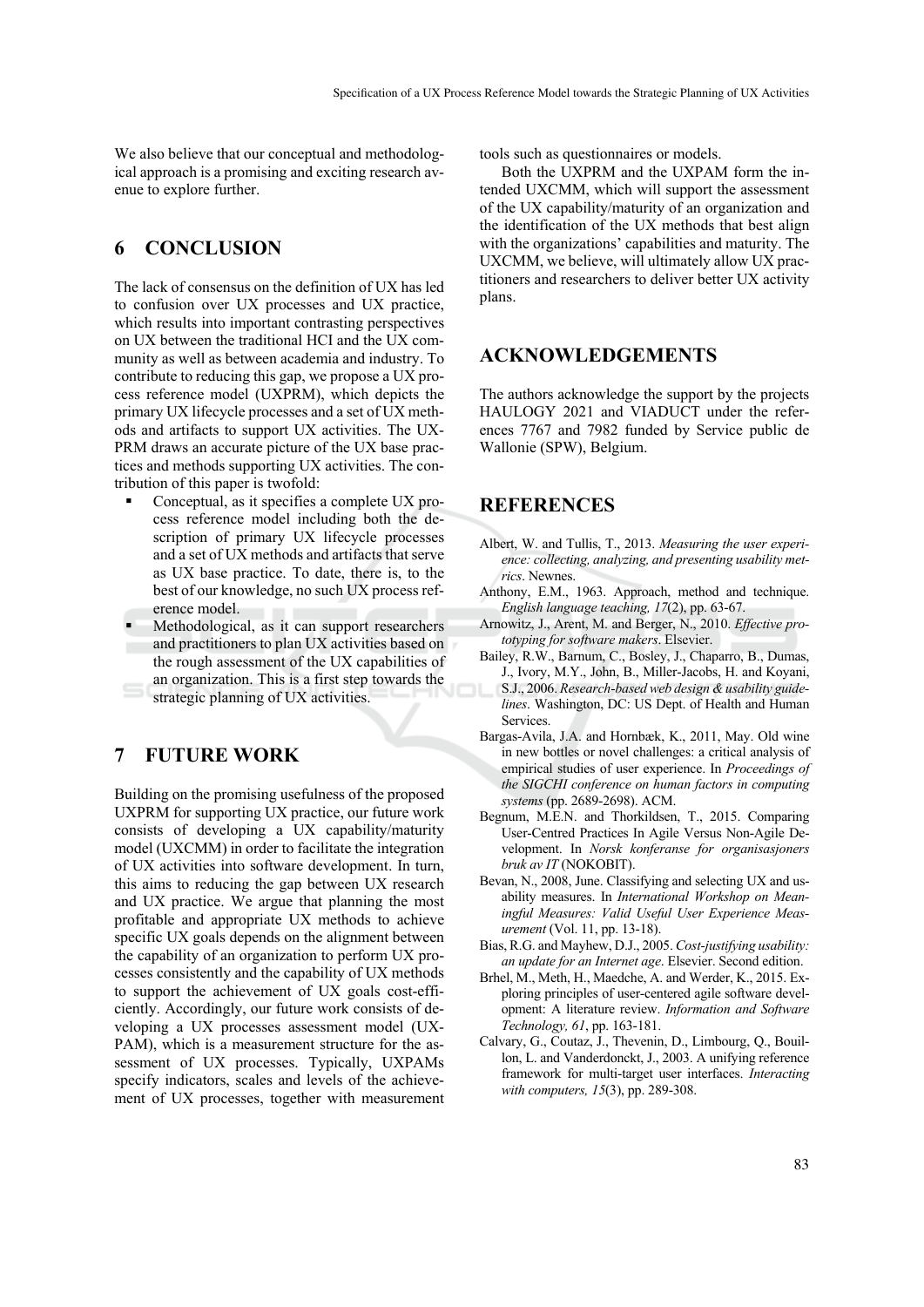We also believe that our conceptual and methodological approach is a promising and exciting research avenue to explore further.

## 6 CONCLUSION

The lack of consensus on the definition of UX has led to confusion over UX processes and UX practice, which results into important contrasting perspectives on UX between the traditional HCI and the UX community as well as between academia and industry. To contribute to reducing this gap, we propose a UX process reference model (UXPRM), which depicts the primary UX lifecycle processes and a set of UX methods and artifacts to support UX activities. The UXPRM draws an accurate picture of the UX base practices and methods supporting UX activities. The contribution of this paper is twofold:

- Conceptual, as it specifies a complete UX process reference model including both the description of primary UX lifecycle processes and a set of UX methods and artifacts that serve as UX base practice. To date, there is, to the best of our knowledge, no such UX process reference model.
- Methodological, as it can support researchers and practitioners to plan UX activities based on the rough assessment of the UX capabilities of an organization. This is a first step towards the strategic planning of UX activities.

## 7 FUTURE WORK

Building on the promising usefulness of the proposed UXPRM for supporting UX practice, our future work consists of developing a UX capability/maturity model (UXCMM) in order to facilitate the integration of UX activities into software development. In turn, this aims to reducing the gap between UX research and UX practice. We argue that planning the most profitable and appropriate UX methods to achieve specific UX goals depends on the alignment between the capability of an organization to perform UX processes consistently and the capability of UX methods to support the achievement of UX goals cost-efficiently. Accordingly, our future work consists of developing a UX processes assessment model (UXPAM), which is a measurement structure for the assessment of UX processes. Typically, UXPAMs specify indicators, scales and levels of the achievement of UX processes, together with measurement tools such as questionnaires or models.

Both the UXPRM and the UXPAM form the intended UXCMM, which will support the assessment of the UX capability/maturity of an organization and the identification of the UX methods that best align with the organizations' capabilities and maturity. The UXCMM, we believe, will ultimately allow UX practitioners and researchers to deliver better UX activity plans.

## ACKNOWLEDGEMENTS

The authors acknowledge the support by the projects HAULOGY 2021 and VIADUCT under the references 7767 and 7982 funded by Service public de Wallonie (SPW), Belgium.

## REFERENCES

Albert, W. and Tullis, T., 2013. *Measuring the user experience: collecting, analyzing, and presenting usability metrics*. Newnes.

Anthony, E.M., 1963. Approach, method and technique. *English language teaching, 17*(2), pp. 63-67.

Arnowitz, J., Arent, M. and Berger, N., 2010. *Effective prototyping for software makers*. Elsevier.

Bailey, R.W., Barnum, C., Bosley, J., Chaparro, B., Dumas, J., Ivory, M.Y., John, B., Miller-Jacobs, H. and Koyani, S.J., 2006. *Research-based web design & usability guidelines*. Washington, DC: US Dept. of Health and Human Services.

Bargas-Avila, J.A. and Hornbæk, K., 2011, May. Old wine in new bottles or novel challenges: a critical analysis of empirical studies of user experience. In *Proceedings of the SIGCHI conference on human factors in computing systems* (pp. 2689-2698). ACM.

Begnum, M.E.N. and Thorkildsen, T., 2015. Comparing User-Centred Practices In Agile Versus Non-Agile Development. In *Norsk konferanse for organisasjoners bruk av IT* (NOKOBIT).

Bevan, N., 2008, June. Classifying and selecting UX and usability measures. In *International Workshop on Meaningful Measures: Valid Useful User Experience Measurement* (Vol. 11, pp. 13-18).

Bias, R.G. and Mayhew, D.J., 2005. *Cost-justifying usability: an update for an Internet age*. Elsevier. Second edition.

Brhel, M., Meth, H., Maedche, A. and Werder, K., 2015. Exploring principles of user-centered agile software development: A literature review. *Information and Software Technology, 61*, pp. 163-181.

Calvary, G., Coutaz, J., Thevenin, D., Limbourg, Q., Bouillon, L. and Vanderdonckt, J., 2003. A unifying reference framework for multi-target user interfaces. *Interacting with computers, 15*(3), pp. 289-308.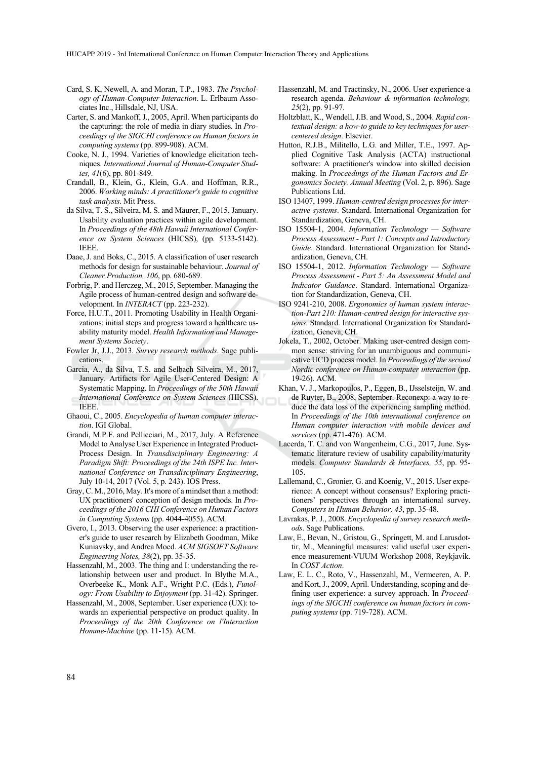Card, S. K, Newell, A. and Moran, T.P., 1983. *The Psychology of Human-Computer Interaction*. L. Erlbaum Associates Inc., Hillsdale, NJ, USA.

Carter, S. and Mankoff, J., 2005, April. When participants do the capturing: the role of media in diary studies. In *Proceedings of the SIGCHI conference on Human factors in computing systems* (pp. 899-908). ACM.

Cooke, N. J., 1994. Varieties of knowledge elicitation techniques. *International Journal of Human-Computer Studies, 41*(6), pp. 801-849.

Crandall, B., Klein, G., Klein, G.A. and Hoffman, R.R., 2006. *Working minds: A practitioner's guide to cognitive task analysis*. Mit Press.

da Silva, T. S., Silveira, M. S. and Maurer, F., 2015, January. Usability evaluation practices within agile development. In *Proceedings of the 48th Hawaii International Conference on System Sciences* (HICSS), (pp. 5133-5142). IEEE.

Daae, J. and Boks, C., 2015. A classification of user research methods for design for sustainable behaviour. *Journal of Cleaner Production, 106*, pp. 680-689.

Forbrig, P. and Herczeg, M., 2015, September. Managing the Agile process of human-centred design and software development. In *INTERACT* (pp. 223-232).

Force, H.U.T., 2011. Promoting Usability in Health Organizations: initial steps and progress toward a healthcare usability maturity model. *Health Information and Management Systems Society*.

Fowler Jr, J.J., 2013. *Survey research methods*. Sage publications.

Garcia, A., da Silva, T.S. and Selbach Silveira, M., 2017, January. Artifacts for Agile User-Centered Design: A Systematic Mapping. In *Proceedings of the 50th Hawaii International Conference on System Sciences* (HICSS). IEEE.

Ghaoui, C., 2005. *Encyclopedia of human computer interaction*. IGI Global.

Grandi, M.P.F. and Pellicciari, M., 2017, July. A Reference Model to Analyse User Experience in Integrated Product-Process Design. In *Transdisciplinary Engineering: A Paradigm Shift: Proceedings of the 24th ISPE Inc. International Conference on Transdisciplinary Engineering*, July 10-14, 2017 (Vol. 5, p. 243). IOS Press.

Gray, C. M., 2016, May. It's more of a mindset than a method: UX practitioners' conception of design methods. In *Proceedings of the 2016 CHI Conference on Human Factors in Computing Systems* (pp. 4044-4055). ACM.

Gvero, I., 2013. Observing the user experience: a practitioner's guide to user research by Elizabeth Goodman, Mike Kuniavsky, and Andrea Moed. *ACM SIGSOFT Software Engineering Notes, 38*(2), pp. 35-35.

Hassenzahl, M., 2003. The thing and I: understanding the relationship between user and product. In Blythe M.A., Overbeeke K., Monk A.F., Wright P.C. (Eds.), *Funology: From Usability to Enjoyment* (pp. 31-42). Springer.

Hassenzahl, M., 2008, September. User experience (UX): towards an experiential perspective on product quality. In *Proceedings of the 20th Conference on l'Interaction Homme-Machine* (pp. 11-15). ACM.

Hassenzahl, M. and Tractinsky, N., 2006. User experience-a research agenda. *Behaviour & information technology, 25*(2), pp. 91-97.

Holtzblatt, K., Wendell, J.B. and Wood, S., 2004. *Rapid contextual design: a how-to guide to key techniques for user-centered design*. Elsevier.

Hutton, R.J.B., Militello, L.G. and Miller, T.E., 1997. Applied Cognitive Task Analysis (ACTA) instructional software: A practitioner's window into skilled decision making. In *Proceedings of the Human Factors and Ergonomics Society. Annual Meeting* (Vol. 2, p. 896). Sage Publications Ltd.

ISO 13407, 1999. *Human-centred design processes for interactive systems*. Standard. International Organization for Standardization, Geneva, CH.

ISO 15504-1, 2004. *Information Technology — Software Process Assessment - Part 1: Concepts and Introductory Guide*. Standard. International Organization for Standardization, Geneva, CH.

ISO 15504-1, 2012. *Information Technology — Software Process Assessment - Part 5: An Assessment Model and Indicator Guidance*. Standard. International Organization for Standardization, Geneva, CH.

ISO 9241-210, 2008. *Ergonomics of human system interaction-Part 210: Human-centred design for interactive systems*. Standard. International Organization for Standardization, Geneva, CH.

Jokela, T., 2002, October. Making user-centred design common sense: striving for an unambiguous and communicative UCD process model. In *Proceedings of the second Nordic conference on Human-computer interaction* (pp. 19-26). ACM.

Khan, V. J., Markopoulos, P., Eggen, B., IJsselsteijn, W. and de Ruyter, B., 2008, September. Reconexp: a way to reduce the data loss of the experiencing sampling method. In *Proceedings of the 10th international conference on Human computer interaction with mobile devices and services* (pp. 471-476). ACM.

Lacerda, T. C. and von Wangenheim, C.G., 2017, June. Systematic literature review of usability capability/maturity models. *Computer Standards & Interfaces, 55*, pp. 95-105.

Lallemand, C., Gronier, G. and Koenig, V., 2015. User experience: A concept without consensus? Exploring practitioners' perspectives through an international survey. *Computers in Human Behavior, 43*, pp. 35-48.

Lavrakas, P. J., 2008. *Encyclopedia of survey research methods*. Sage Publications.

Law, E., Bevan, N., Gristou, G., Springett, M. and Larusdottir, M., Meaningful measures: valid useful user experience measurement-VUUM Workshop 2008, Reykjavik. In *COST Action*.

Law, E. L. C., Roto, V., Hassenzahl, M., Vermeeren, A. P. and Kort, J., 2009, April. Understanding, scoping and defining user experience: a survey approach. In *Proceedings of the SIGCHI conference on human factors in computing systems* (pp. 719-728). ACM.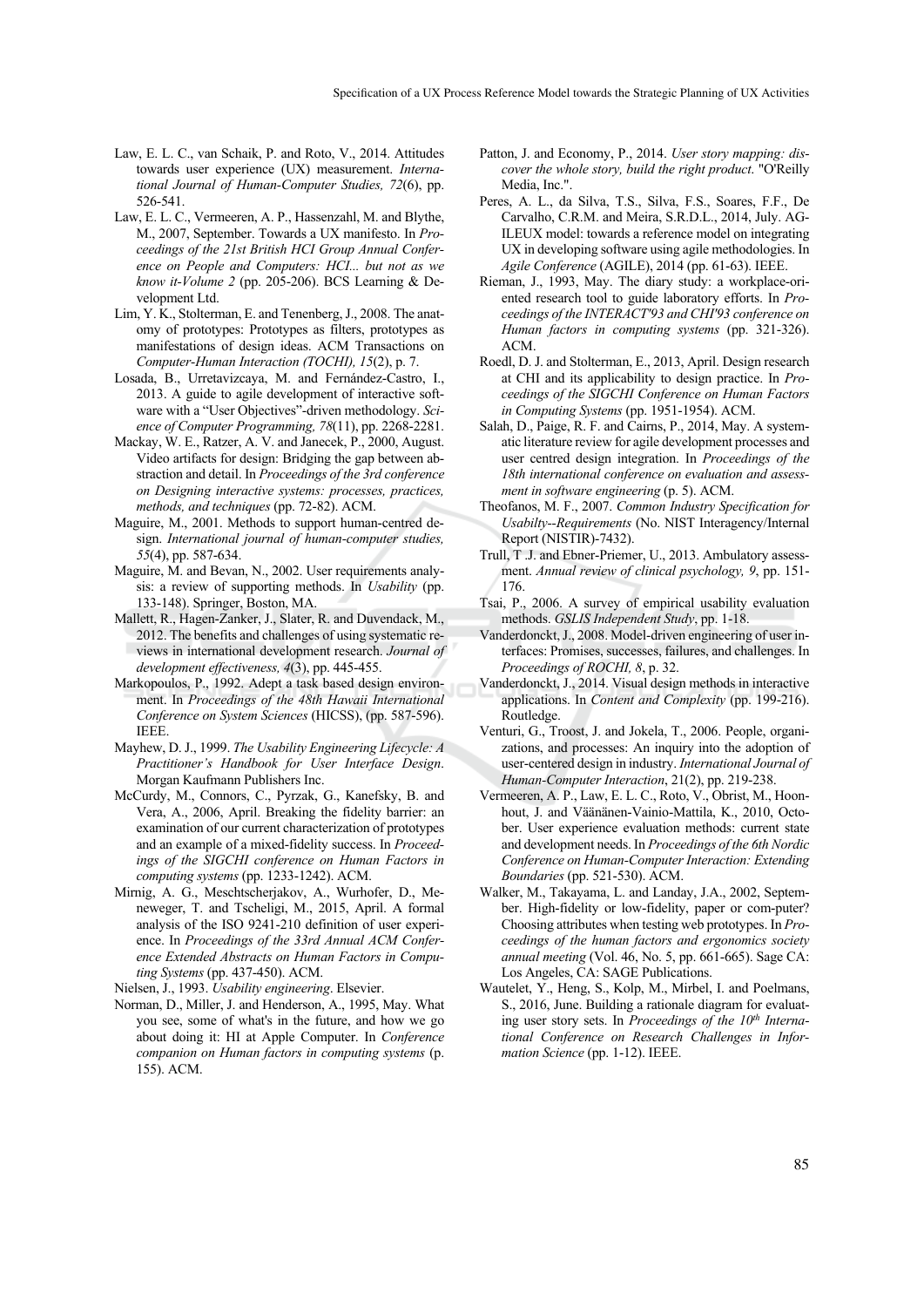Law, E. L. C., van Schaik, P. and Roto, V., 2014. Attitudes towards user experience (UX) measurement. *International Journal of Human-Computer Studies, 72*(6), pp. 526-541.

Law, E. L. C., Vermeeren, A. P., Hassenzahl, M. and Blythe, M., 2007, September. Towards a UX manifesto. In *Proceedings of the 21st British HCI Group Annual Conference on People and Computers: HCI... but not as we know it-Volume 2* (pp. 205-206). BCS Learning & Development Ltd.

Lim, Y. K., Stolterman, E. and Tenenberg, J., 2008. The anatomy of prototypes: Prototypes as filters, prototypes as manifestations of design ideas. ACM Transactions on *Computer-Human Interaction (TOCHI), 15*(2), p. 7.

Losada, B., Urretavizcaya, M. and Fernández-Castro, I., 2013. A guide to agile development of interactive software with a "User Objectives"-driven methodology. *Science of Computer Programming, 78*(11), pp. 2268-2281.

Mackay, W. E., Ratzer, A. V. and Janecek, P., 2000, August. Video artifacts for design: Bridging the gap between abstraction and detail. In *Proceedings of the 3rd conference on Designing interactive systems: processes, practices, methods, and techniques* (pp. 72-82). ACM.

Maguire, M., 2001. Methods to support human-centred design. *International journal of human-computer studies, 55*(4), pp. 587-634.

Maguire, M. and Bevan, N., 2002. User requirements analysis: a review of supporting methods. In *Usability* (pp. 133-148). Springer, Boston, MA.

Mallett, R., Hagen-Zanker, J., Slater, R. and Duvendack, M., 2012. The benefits and challenges of using systematic reviews in international development research. *Journal of development effectiveness, 4*(3), pp. 445-455.

Markopoulos, P., 1992. Adept a task based design environment. In *Proceedings of the 48th Hawaii International Conference on System Sciences* (HICSS), (pp. 587-596). IEEE.

Mayhew, D. J., 1999. *The Usability Engineering Lifecycle: A Practitioner's Handbook for User Interface Design*. Morgan Kaufmann Publishers Inc.

McCurdy, M., Connors, C., Pyrzak, G., Kanefsky, B. and Vera, A., 2006, April. Breaking the fidelity barrier: an examination of our current characterization of prototypes and an example of a mixed-fidelity success. In *Proceedings of the SIGCHI conference on Human Factors in computing systems* (pp. 1233-1242). ACM.

Mirnig, A. G., Meschtscherjakov, A., Wurhofer, D., Meneweger, T. and Tscheligi, M., 2015, April. A formal analysis of the ISO 9241-210 definition of user experience. In *Proceedings of the 33rd Annual ACM Conference Extended Abstracts on Human Factors in Computing Systems* (pp. 437-450). ACM.

Nielsen, J., 1993. *Usability engineering*. Elsevier.

Norman, D., Miller, J. and Henderson, A., 1995, May. What you see, some of what's in the future, and how we go about doing it: HI at Apple Computer. In *Conference companion on Human factors in computing systems* (p. 155). ACM.

Patton, J. and Economy, P., 2014. *User story mapping: discover the whole story, build the right product*. "O'Reilly Media, Inc.".

Peres, A. L., da Silva, T.S., Silva, F.S., Soares, F.F., De Carvalho, C.R.M. and Meira, S.R.D.L., 2014, July. AGILEUX model: towards a reference model on integrating UX in developing software using agile methodologies. In *Agile Conference* (AGILE), 2014 (pp. 61-63). IEEE.

Rieman, J., 1993, May. The diary study: a workplace-oriented research tool to guide laboratory efforts. In *Proceedings of the INTERACT'93 and CHI'93 conference on Human factors in computing systems* (pp. 321-326). ACM.

Roedl, D. J. and Stolterman, E., 2013, April. Design research at CHI and its applicability to design practice. In *Proceedings of the SIGCHI Conference on Human Factors in Computing Systems* (pp. 1951-1954). ACM.

Salah, D., Paige, R. F. and Cairns, P., 2014, May. A systematic literature review for agile development processes and user centred design integration. In *Proceedings of the 18th international conference on evaluation and assessment in software engineering* (p. 5). ACM.

Theofanos, M. F., 2007. *Common Industry Specification for Usabilty--Requirements* (No. NIST Interagency/Internal Report (NISTIR)-7432).

Trull, T .J. and Ebner-Priemer, U., 2013. Ambulatory assessment. *Annual review of clinical psychology, 9*, pp. 151-176.

Tsai, P., 2006. A survey of empirical usability evaluation methods. *GSLIS Independent Study*, pp. 1-18.

Vanderdonckt, J., 2008. Model-driven engineering of user interfaces: Promises, successes, failures, and challenges. In *Proceedings of ROCHI, 8*, p. 32.

Vanderdonckt, J., 2014. Visual design methods in interactive applications. In *Content and Complexity* (pp. 199-216). Routledge.

Venturi, G., Troost, J. and Jokela, T., 2006. People, organizations, and processes: An inquiry into the adoption of user-centered design in industry. *International Journal of Human-Computer Interaction*, 21(2), pp. 219-238.

Vermeeren, A. P., Law, E. L. C., Roto, V., Obrist, M., Hoonhout, J. and Väänänen-Vainio-Mattila, K., 2010, October. User experience evaluation methods: current state and development needs. In *Proceedings of the 6th Nordic Conference on Human-Computer Interaction: Extending Boundaries* (pp. 521-530). ACM.

Walker, M., Takayama, L. and Landay, J.A., 2002, September. High-fidelity or low-fidelity, paper or computer? Choosing attributes when testing web prototypes. In *Proceedings of the human factors and ergonomics society annual meeting* (Vol. 46, No. 5, pp. 661-665). Sage CA: Los Angeles, CA: SAGE Publications.

Wautelet, Y., Heng, S., Kolp, M., Mirbel, I. and Poelmans, S., 2016, June. Building a rationale diagram for evaluating user story sets. In *Proceedings of the 10th International Conference on Research Challenges in Information Science* (pp. 1-12). IEEE.